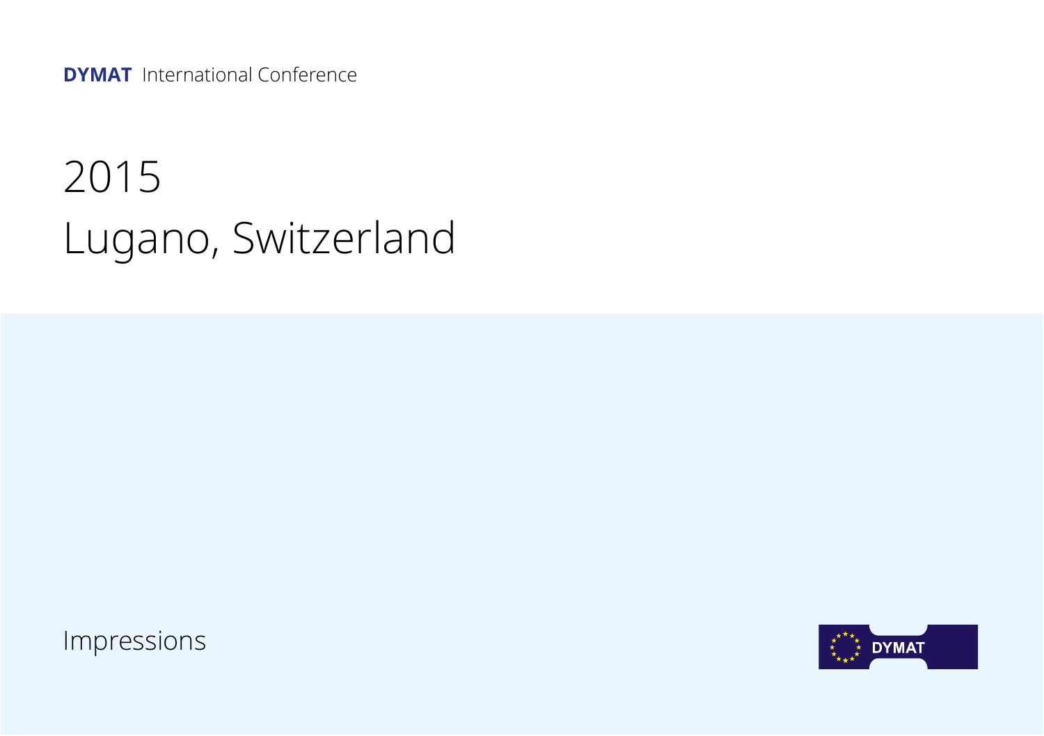**DYMAT** International Conference

# 2015
# Lugano, Switzerland

Impressions

DYMAT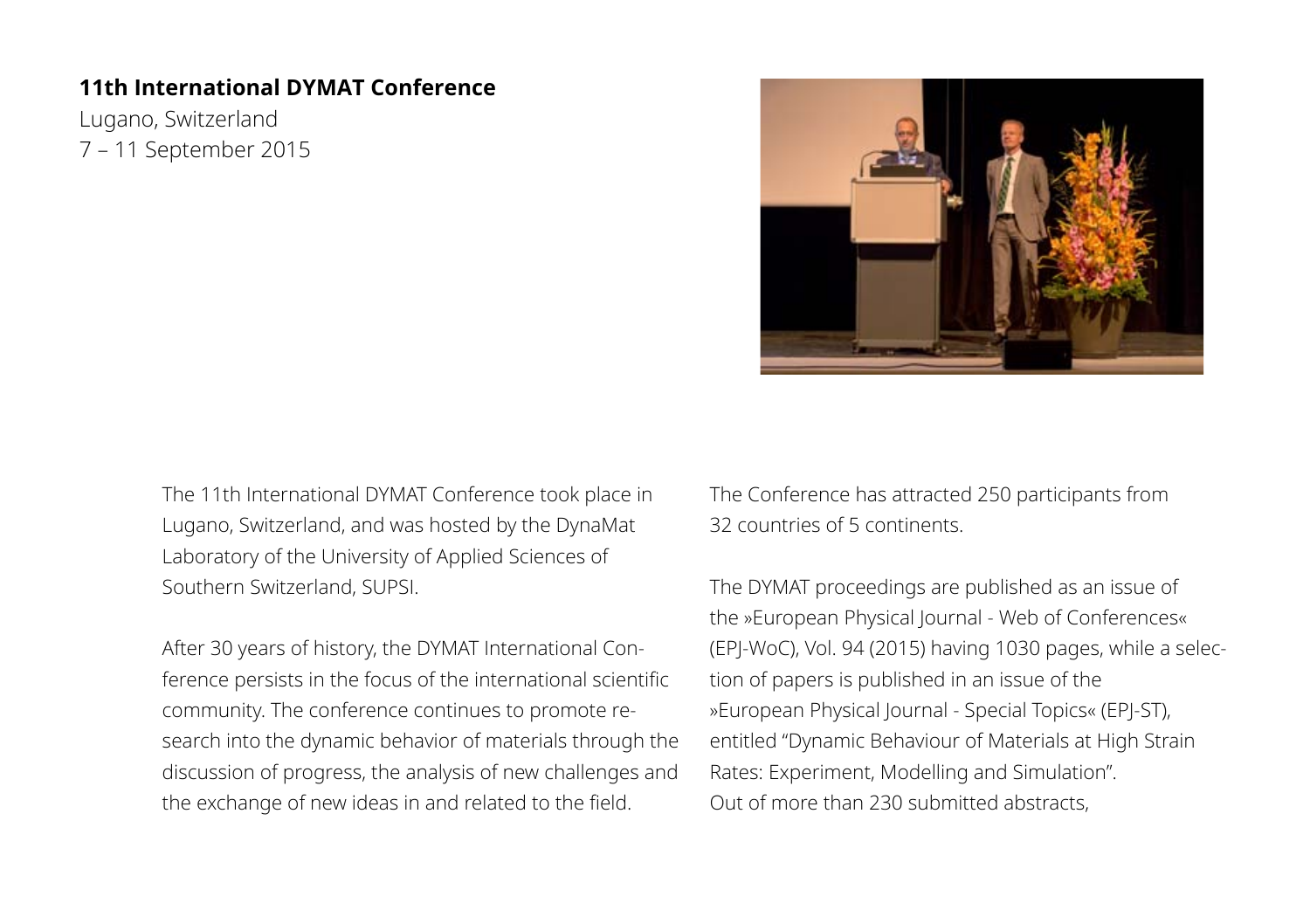**11th International DYMAT Conference**

Lugano, Switzerland

7 – 11 September 2015

The 11th International DYMAT Conference took place in Lugano, Switzerland, and was hosted by the DynaMat Laboratory of the University of Applied Sciences of Southern Switzerland, SUPSI.

After 30 years of history, the DYMAT International Conference persists in the focus of the international scientific community. The conference continues to promote research into the dynamic behavior of materials through the discussion of progress, the analysis of new challenges and the exchange of new ideas in and related to the field.

The Conference has attracted 250 participants from 32 countries of 5 continents.

The DYMAT proceedings are published as an issue of the »European Physical Journal - Web of Conferences« (EPJ-WoC), Vol. 94 (2015) having 1030 pages, while a selection of papers is published in an issue of the »European Physical Journal - Special Topics« (EPJ-ST), entitled "Dynamic Behaviour of Materials at High Strain Rates: Experiment, Modelling and Simulation".
Out of more than 230 submitted abstracts,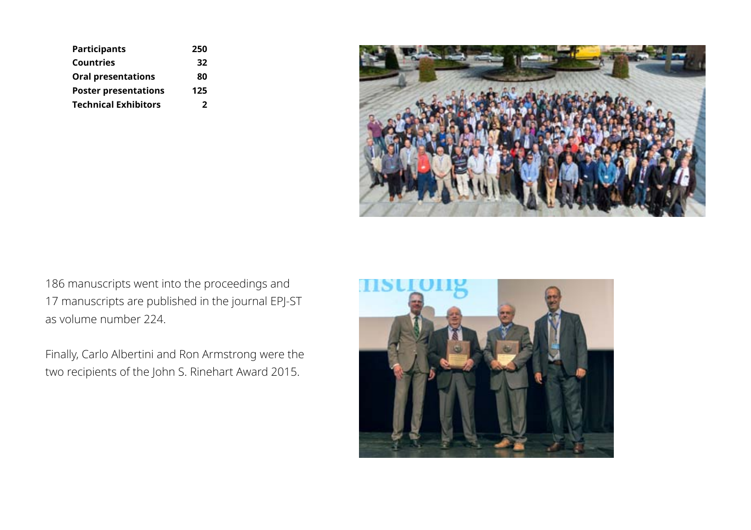| Participants | 250 |
|---|---|
| Countries | 32 |
| Oral presentations | 80 |
| Poster presentations | 125 |
| Technical Exhibitors | 2 |

186 manuscripts went into the proceedings and 17 manuscripts are published in the journal EPJ-ST as volume number 224.

Finally, Carlo Albertini and Ron Armstrong were the two recipients of the John S. Rinehart Award 2015.